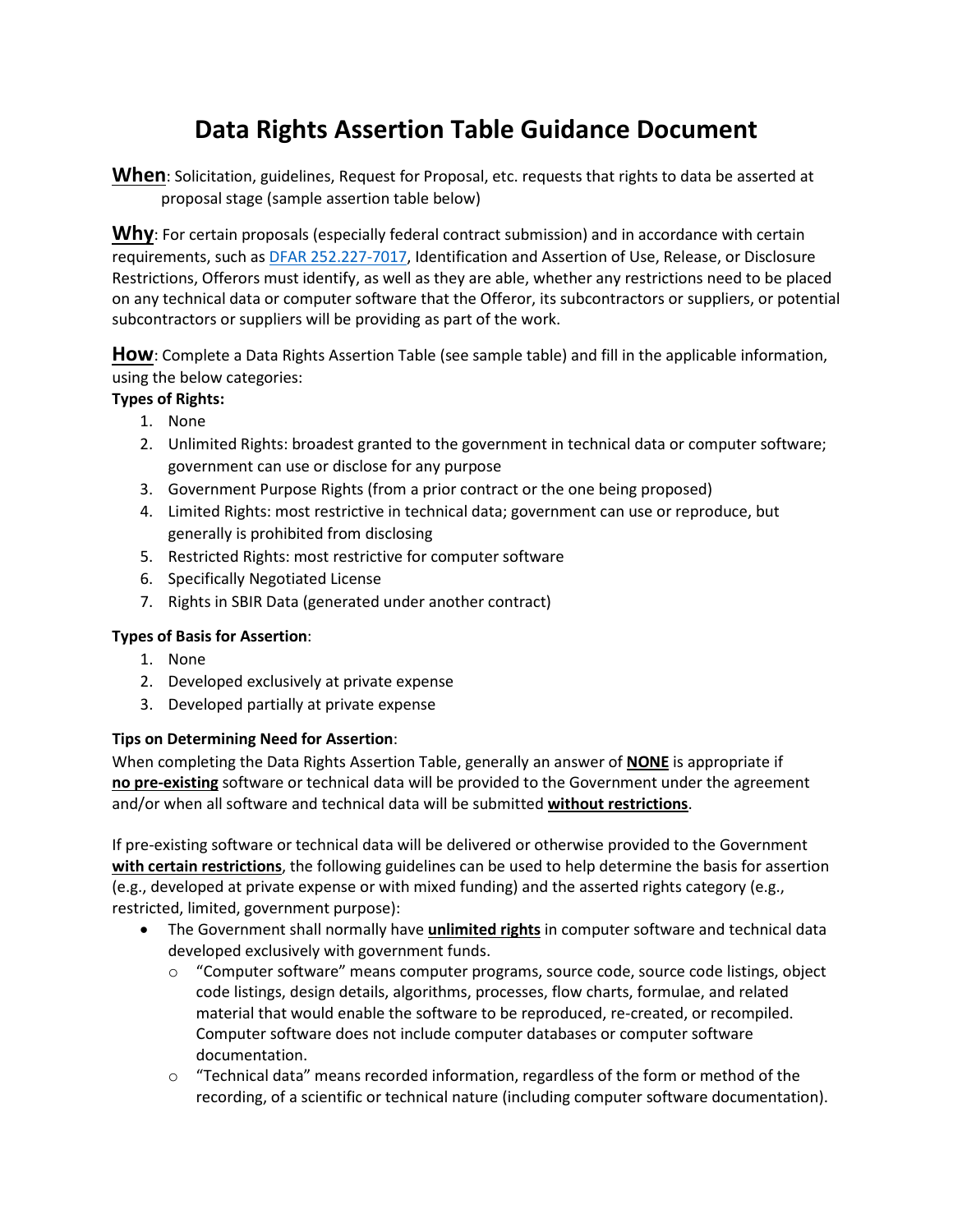# Data Rights Assertion Table Guidance Document

**<u>When</u>**: Solicitation, guidelines, Request for Proposal, etc. requests that rights to data be asserted at proposal stage (sample assertion table below)

**<u>Why</u>**: For certain proposals (especially federal contract submission) and in accordance with certain requirements, such as [DFAR 252.227-7017](), Identification and Assertion of Use, Release, or Disclosure Restrictions, Offerors must identify, as well as they are able, whether any restrictions need to be placed on any technical data or computer software that the Offeror, its subcontractors or suppliers, or potential subcontractors or suppliers will be providing as part of the work.

**<u>How</u>**: Complete a Data Rights Assertion Table (see sample table) and fill in the applicable information, using the below categories:

**Types of Rights:**

1. None
2. Unlimited Rights: broadest granted to the government in technical data or computer software; government can use or disclose for any purpose
3. Government Purpose Rights (from a prior contract or the one being proposed)
4. Limited Rights: most restrictive in technical data; government can use or reproduce, but generally is prohibited from disclosing
5. Restricted Rights: most restrictive for computer software
6. Specifically Negotiated License
7. Rights in SBIR Data (generated under another contract)

**Types of Basis for Assertion**:

1. None
2. Developed exclusively at private expense
3. Developed partially at private expense

**Tips on Determining Need for Assertion**:

When completing the Data Rights Assertion Table, generally an answer of **<u>NONE</u>** is appropriate if **<u>no pre-existing</u>** software or technical data will be provided to the Government under the agreement and/or when all software and technical data will be submitted **<u>without restrictions</u>**.

If pre-existing software or technical data will be delivered or otherwise provided to the Government **<u>with certain restrictions</u>**, the following guidelines can be used to help determine the basis for assertion (e.g., developed at private expense or with mixed funding) and the asserted rights category (e.g., restricted, limited, government purpose):

- The Government shall normally have **<u>unlimited rights</u>** in computer software and technical data developed exclusively with government funds.
  - "Computer software" means computer programs, source code, source code listings, object code listings, design details, algorithms, processes, flow charts, formulae, and related material that would enable the software to be reproduced, re-created, or recompiled. Computer software does not include computer databases or computer software documentation.
  - "Technical data" means recorded information, regardless of the form or method of the recording, of a scientific or technical nature (including computer software documentation).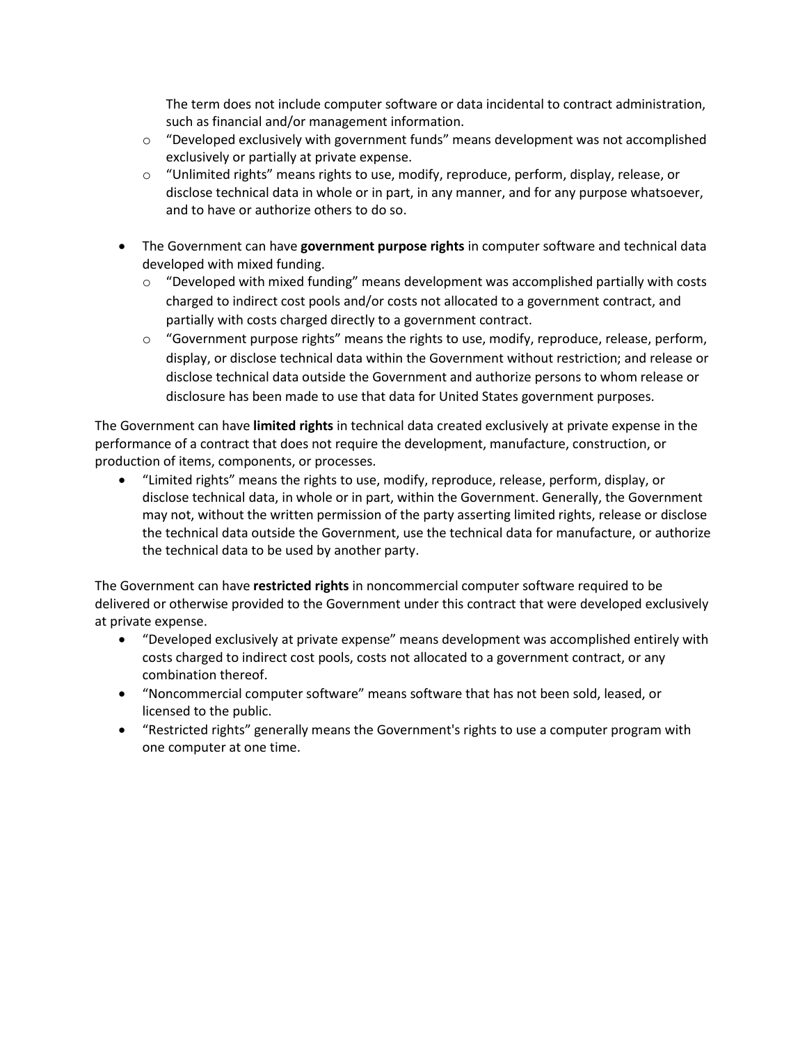The term does not include computer software or data incidental to contract administration, such as financial and/or management information.

  - "Developed exclusively with government funds" means development was not accomplished exclusively or partially at private expense.
  - "Unlimited rights" means rights to use, modify, reproduce, perform, display, release, or disclose technical data in whole or in part, in any manner, and for any purpose whatsoever, and to have or authorize others to do so.

- The Government can have **government purpose rights** in computer software and technical data developed with mixed funding.
  - "Developed with mixed funding" means development was accomplished partially with costs charged to indirect cost pools and/or costs not allocated to a government contract, and partially with costs charged directly to a government contract.
  - "Government purpose rights" means the rights to use, modify, reproduce, release, perform, display, or disclose technical data within the Government without restriction; and release or disclose technical data outside the Government and authorize persons to whom release or disclosure has been made to use that data for United States government purposes.

The Government can have **limited rights** in technical data created exclusively at private expense in the performance of a contract that does not require the development, manufacture, construction, or production of items, components, or processes.

- "Limited rights" means the rights to use, modify, reproduce, release, perform, display, or disclose technical data, in whole or in part, within the Government. Generally, the Government may not, without the written permission of the party asserting limited rights, release or disclose the technical data outside the Government, use the technical data for manufacture, or authorize the technical data to be used by another party.

The Government can have **restricted rights** in noncommercial computer software required to be delivered or otherwise provided to the Government under this contract that were developed exclusively at private expense.

- "Developed exclusively at private expense" means development was accomplished entirely with costs charged to indirect cost pools, costs not allocated to a government contract, or any combination thereof.
- "Noncommercial computer software" means software that has not been sold, leased, or licensed to the public.
- "Restricted rights" generally means the Government's rights to use a computer program with one computer at one time.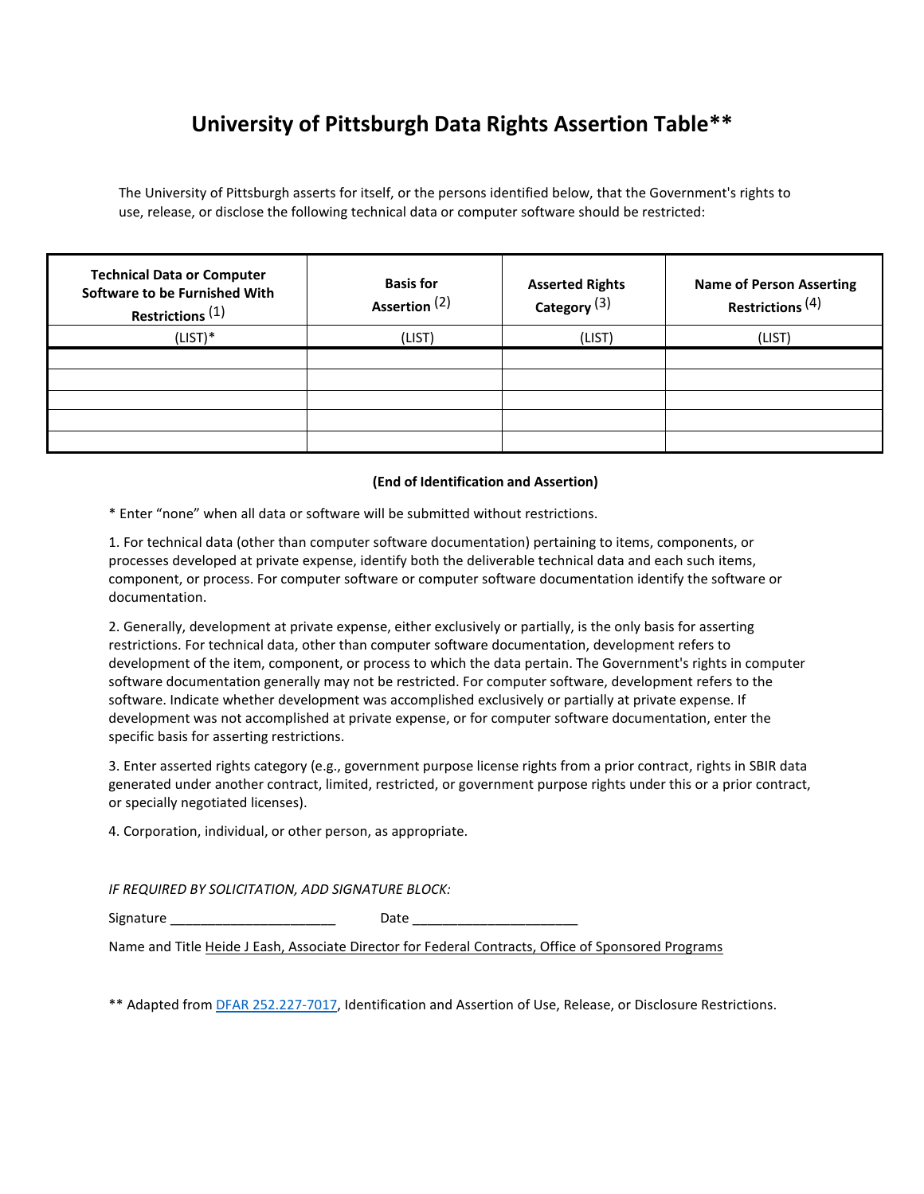# University of Pittsburgh Data Rights Assertion Table**

The University of Pittsburgh asserts for itself, or the persons identified below, that the Government's rights to use, release, or disclose the following technical data or computer software should be restricted:

| Technical Data or Computer Software to be Furnished With Restrictions (1) | Basis for Assertion (2) | Asserted Rights Category (3) | Name of Person Asserting Restrictions (4) |
|---|---|---|---|
| (LIST)* | (LIST) | (LIST) | (LIST) |
| | | | |
| | | | |
| | | | |
| | | | |
| | | | |

**(End of Identification and Assertion)**

* Enter "none" when all data or software will be submitted without restrictions.

1. For technical data (other than computer software documentation) pertaining to items, components, or processes developed at private expense, identify both the deliverable technical data and each such items, component, or process. For computer software or computer software documentation identify the software or documentation.

2. Generally, development at private expense, either exclusively or partially, is the only basis for asserting restrictions. For technical data, other than computer software documentation, development refers to development of the item, component, or process to which the data pertain. The Government's rights in computer software documentation generally may not be restricted. For computer software, development refers to the software. Indicate whether development was accomplished exclusively or partially at private expense. If development was not accomplished at private expense, or for computer software documentation, enter the specific basis for asserting restrictions.

3. Enter asserted rights category (e.g., government purpose license rights from a prior contract, rights in SBIR data generated under another contract, limited, restricted, or government purpose rights under this or a prior contract, or specially negotiated licenses).

4. Corporation, individual, or other person, as appropriate.

*IF REQUIRED BY SOLICITATION, ADD SIGNATURE BLOCK:*

Signature ______________________ Date ______________________

Name and Title Heide J Eash, Associate Director for Federal Contracts, Office of Sponsored Programs

** Adapted from DFAR 252.227-7017, Identification and Assertion of Use, Release, or Disclosure Restrictions.